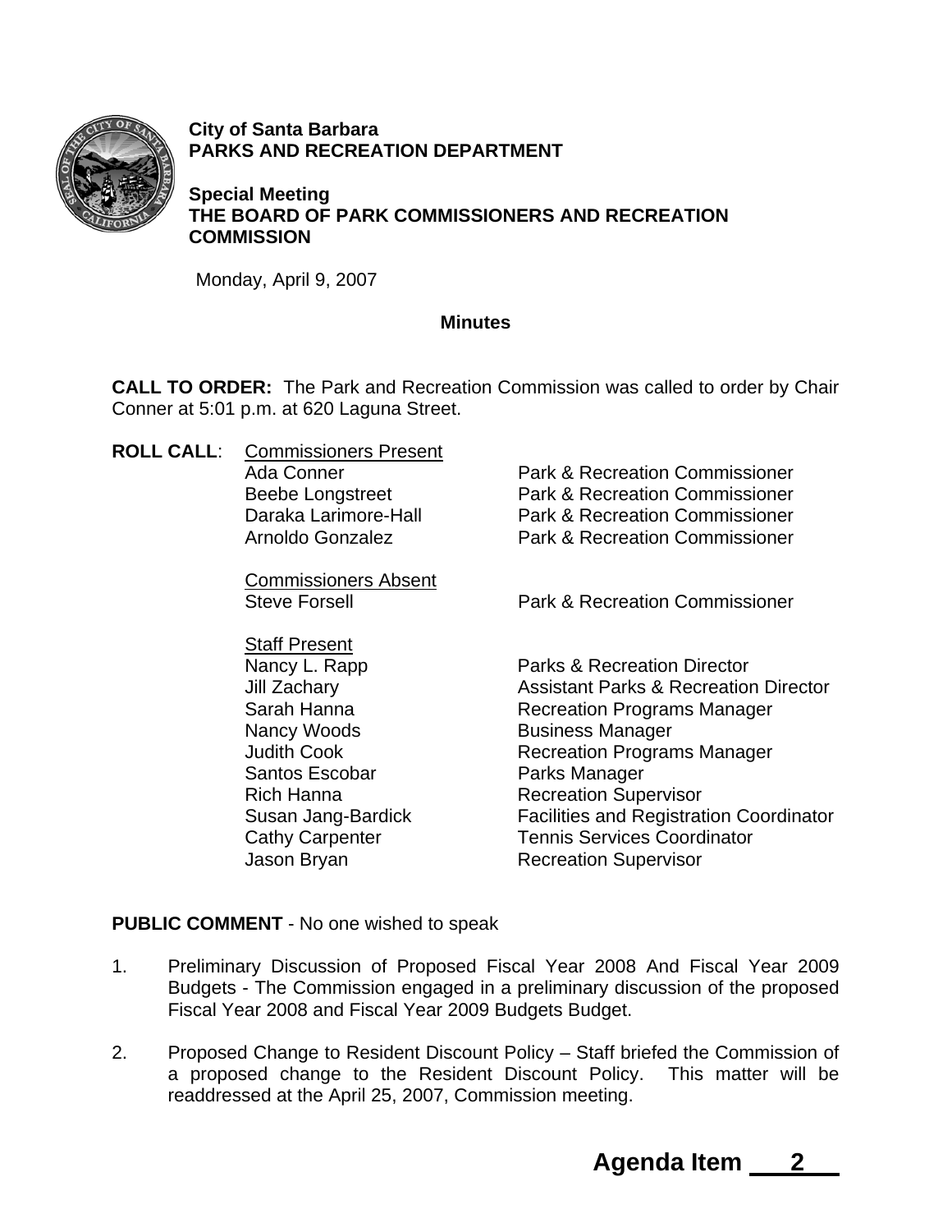**City of Santa Barbara**
**PARKS AND RECREATION DEPARTMENT**

**Special Meeting**
**THE BOARD OF PARK COMMISSIONERS AND RECREATION COMMISSION**

Monday, April 9, 2007

## Minutes

**CALL TO ORDER:** The Park and Recreation Commission was called to order by Chair Conner at 5:01 p.m. at 620 Laguna Street.

**ROLL CALL**:

| Commissioners Present | |
|---|---|
| Ada Conner | Park & Recreation Commissioner |
| Beebe Longstreet | Park & Recreation Commissioner |
| Daraka Larimore-Hall | Park & Recreation Commissioner |
| Arnoldo Gonzalez | Park & Recreation Commissioner |

| Commissioners Absent | |
|---|---|
| Steve Forsell | Park & Recreation Commissioner |

| Staff Present | |
|---|---|
| Nancy L. Rapp | Parks & Recreation Director |
| Jill Zachary | Assistant Parks & Recreation Director |
| Sarah Hanna | Recreation Programs Manager |
| Nancy Woods | Business Manager |
| Judith Cook | Recreation Programs Manager |
| Santos Escobar | Parks Manager |
| Rich Hanna | Recreation Supervisor |
| Susan Jang-Bardick | Facilities and Registration Coordinator |
| Cathy Carpenter | Tennis Services Coordinator |
| Jason Bryan | Recreation Supervisor |

**PUBLIC COMMENT** - No one wished to speak

1. Preliminary Discussion of Proposed Fiscal Year 2008 And Fiscal Year 2009 Budgets - The Commission engaged in a preliminary discussion of the proposed Fiscal Year 2008 and Fiscal Year 2009 Budgets Budget.

2. Proposed Change to Resident Discount Policy – Staff briefed the Commission of a proposed change to the Resident Discount Policy. This matter will be readdressed at the April 25, 2007, Commission meeting.

**Agenda Item 2**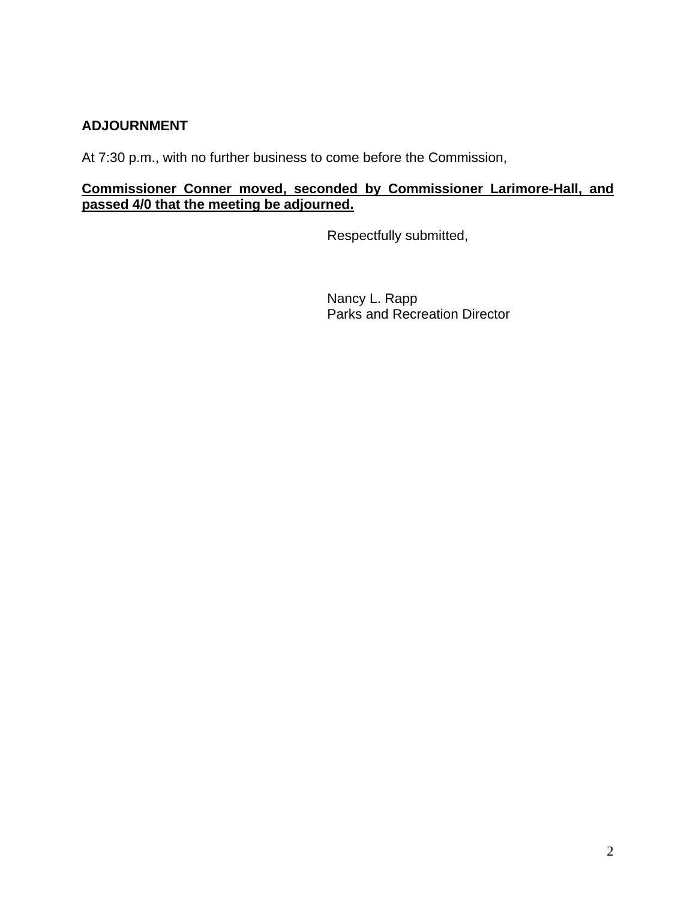**ADJOURNMENT**

At 7:30 p.m., with no further business to come before the Commission,

**Commissioner Conner moved, seconded by Commissioner Larimore-Hall, and passed 4/0 that the meeting be adjourned.**

Respectfully submitted,

Nancy L. Rapp
Parks and Recreation Director